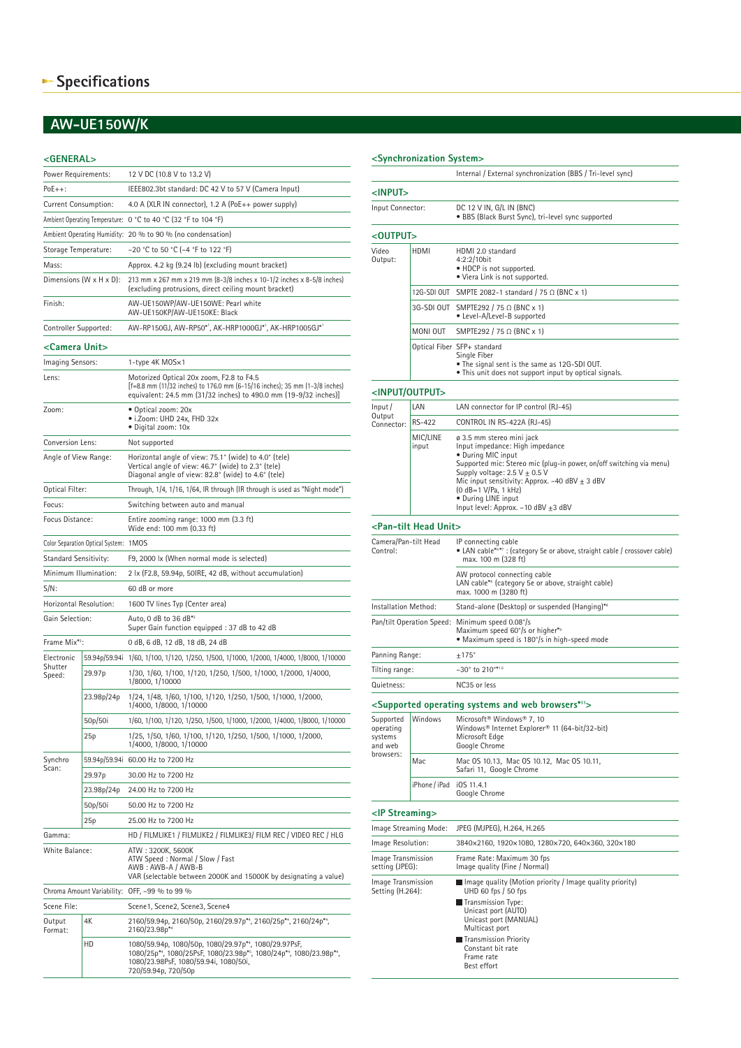# Specifications

## AW-UE150W/K

### <GENERAL>

| | |
|---|---|
| Power Requirements: | 12 V DC (10.8 V to 13.2 V) |
| PoE++: | IEEE802.3bt standard: DC 42 V to 57 V (Camera Input) |
| Current Consumption: | 4.0 A (XLR IN connector), 1.2 A (PoE++ power supply) |
| Ambient Operating Temperature: | 0 °C to 40 °C (32 °F to 104 °F) |
| Ambient Operating Humidity: | 20 % to 90 % (no condensation) |
| Storage Temperature: | –20 °C to 50 °C (–4 °F to 122 °F) |
| Mass: | Approx. 4.2 kg (9.24 lb) (excluding mount bracket) |
| Dimensions (W x H x D): | 213 mm x 267 mm x 219 mm (8-3/8 inches x 10-1/2 inches x 8-5/8 inches) (excluding protrusions, direct ceiling mount bracket) |
| Finish: | AW-UE150WP/AW-UE150WE: Pearl white<br>AW-UE150KP/AW-UE150KE: Black |
| Controller Supported: | AW-RP150GJ, AW-RP50*[1], AK-HRP1000GJ*[1], AK-HRP1005GJ*[1] |

### <Camera Unit>

| | | |
|---|---|---|
| Imaging Sensors: | | 1-type 4K MOS×1 |
| Lens: | | Motorized Optical 20x zoom, F2.8 to F4.5<br>[f=8.8 mm (11/32 inches) to 176.0 mm (6-15/16 inches); 35 mm (1-3/8 inches) equivalent: 24.5 mm (31/32 inches) to 490.0 mm (19-9/32 inches)] |
| Zoom: | | • Optical zoom: 20x<br>• i.Zoom: UHD 24x, FHD 32x<br>• Digital zoom: 10x |
| Conversion Lens: | | Not supported |
| Angle of View Range: | | Horizontal angle of view: 75.1° (wide) to 4.0° (tele)<br>Vertical angle of view: 46.7° (wide) to 2.3° (tele)<br>Diagonal angle of view: 82.8° (wide) to 4.6° (tele) |
| Optical Filter: | | Through, 1/4, 1/16, 1/64, IR through (IR through is used as "Night mode") |
| Focus: | | Switching between auto and manual |
| Focus Distance: | | Entire zooming range: 1000 mm (3.3 ft)<br>Wide end: 100 mm (0.33 ft) |
| Color Separation Optical System: | | 1MOS |
| Standard Sensitivity: | | F9, 2000 lx (When normal mode is selected) |
| Minimum Illumination: | | 2 lx (F2.8, 59.94p, 50IRE, 42 dB, without accumulation) |
| S/N: | | 60 dB or more |
| Horizontal Resolution: | | 1600 TV lines Typ (Center area) |
| Gain Selection: | | Auto, 0 dB to 36 dB*[2]<br>Super Gain function equipped : 37 dB to 42 dB |
| Frame Mix*[3]: | | 0 dB, 6 dB, 12 dB, 18 dB, 24 dB |
| Electronic Shutter Speed: | 59.94p/59.94i | 1/60, 1/100, 1/120, 1/250, 1/500, 1/1000, 1/2000, 1/4000, 1/8000, 1/10000 |
| | 29.97p | 1/30, 1/60, 1/100, 1/120, 1/250, 1/500, 1/1000, 1/2000, 1/4000, 1/8000, 1/10000 |
| | 23.98p/24p | 1/24, 1/48, 1/60, 1/100, 1/120, 1/250, 1/500, 1/1000, 1/2000, 1/4000, 1/8000, 1/10000 |
| | 50p/50i | 1/60, 1/100, 1/120, 1/250, 1/500, 1/1000, 1/2000, 1/4000, 1/8000, 1/10000 |
| | 25p | 1/25, 1/50, 1/60, 1/100, 1/120, 1/250, 1/500, 1/1000, 1/2000, 1/4000, 1/8000, 1/10000 |
| Synchro Scan: | 59.94p/59.94i | 60.00 Hz to 7200 Hz |
| | 29.97p | 30.00 Hz to 7200 Hz |
| | 23.98p/24p | 24.00 Hz to 7200 Hz |
| | 50p/50i | 50.00 Hz to 7200 Hz |
| | 25p | 25.00 Hz to 7200 Hz |
| Gamma: | | HD / FILMLIKE1 / FILMLIKE2 / FILMLIKE3/ FILM REC / VIDEO REC / HLG |
| White Balance: | | ATW : 3200K, 5600K<br>ATW Speed : Normal / Slow / Fast<br>AWB : AWB-A / AWB-B<br>VAR (selectable between 2000K and 15000K by designating a value) |
| Chroma Amount Variability: | | OFF, –99 % to 99 % |
| Scene File: | | Scene1, Scene2, Scene3, Scene4 |
| Output Format: | 4K | 2160/59.94p, 2160/50p, 2160/29.97p*[4], 2160/25p*[4], 2160/24p*[4], 2160/23.98p*[4] |
| | HD | 1080/59.94p, 1080/50p, 1080/29.97p*[4], 1080/29.97PsF, 1080/25p*[4], 1080/25PsF, 1080/23.98p*[5], 1080/24p*[4], 1080/23.98p*[4], 1080/23.98PsF, 1080/59.94i, 1080/50i, 720/59.94p, 720/50p |

### <Synchronization System>

| |
|---|
| Internal / External synchronization (BBS / Tri-level sync) |

### <INPUT>

| | |
|---|---|
| Input Connector: | DC 12 V IN, G/L IN (BNC)<br>• BBS (Black Burst Sync), tri-level sync supported |

### <OUTPUT>

| | | |
|---|---|---|
| Video Output: | HDMI | HDMI 2.0 standard<br>4:2:2/10bit<br>• HDCP is not supported.<br>• Viera Link is not supported. |
| | 12G-SDI OUT | SMPTE 2082-1 standard / 75 Ω (BNC x 1) |
| | 3G-SDI OUT | SMPTE292 / 75 Ω (BNC x 1)<br>• Level-A/Level-B supported |
| | MONI OUT | SMPTE292 / 75 Ω (BNC x 1) |
| | Optical Fiber | SFP+ standard<br>Single Fiber<br>• The signal sent is the same as 12G-SDI OUT.<br>• This unit does not support input by optical signals. |

### <INPUT/OUTPUT>

| | | |
|---|---|---|
| Input / Output Connector: | LAN | LAN connector for IP control (RJ-45) |
| | RS-422 | CONTROL IN RS-422A (RJ-45) |
| | MIC/LINE input | ø 3.5 mm stereo mini jack<br>Input impedance: High impedance<br>• During MIC input<br>Supported mic: Stereo mic (plug-in power, on/off switching via menu)<br>Supply voltage: 2.5 V ± 0.5 V<br>Mic input sensitivity: Approx. –40 dBV ± 3 dBV<br>(0 dB=1 V/Pa, 1 kHz)<br>• During LINE input<br>Input level: Approx. –10 dBV ±3 dBV |

### <Pan-tilt Head Unit>

| | |
|---|---|
| Camera/Pan-tilt Head Control: | IP connecting cable<br>• LAN cable*[6]*[7] : (category 5e or above, straight cable / crossover cable) max. 100 m (328 ft) |
| | AW protocol connecting cable<br>LAN cable*[6] (category 5e or above, straight cable)<br>max. 1000 m (3280 ft) |
| Installation Method: | Stand-alone (Desktop) or suspended (Hanging)*[8] |
| Pan/tilt Operation Speed: | Minimum speed 0.08°/s<br>Maximum speed 60°/s or higher*[9]<br>• Maximum speed is 180°/s in high-speed mode |
| Panning Range: | ±175° |
| Tilting range: | –30° to 210°*[10] |
| Quietness: | NC35 or less |

### <Supported operating systems and web browsers*[11]>

| | | |
|---|---|---|
| Supported operating systems and web browsers: | Windows | Microsoft® Windows® 7, 10<br>Windows® Internet Explorer® 11 (64-bit/32-bit)<br>Microsoft Edge<br>Google Chrome |
| | Mac | Mac OS 10.13, Mac OS 10.12, Mac OS 10.11,<br>Safari 11, Google Chrome |
| | iPhone / iPad | iOS 11.4.1<br>Google Chrome |

### <IP Streaming>

| | |
|---|---|
| Image Streaming Mode: | JPEG (MJPEG), H.264, H.265 |
| Image Resolution: | 3840×2160, 1920×1080, 1280×720, 640×360, 320×180 |
| Image Transmission setting (JPEG): | Frame Rate: Maximum 30 fps<br>Image quality (Fine / Normal) |
| Image Transmission Setting (H.264): | ■ Image quality (Motion priority / Image quality priority)<br>UHD 60 fps / 50 fps<br>■ Transmission Type:<br>Unicast port (AUTO)<br>Unicast port (MANUAL)<br>Multicast port<br>■ Transmission Priority<br>Constant bit rate<br>Frame rate<br>Best effort |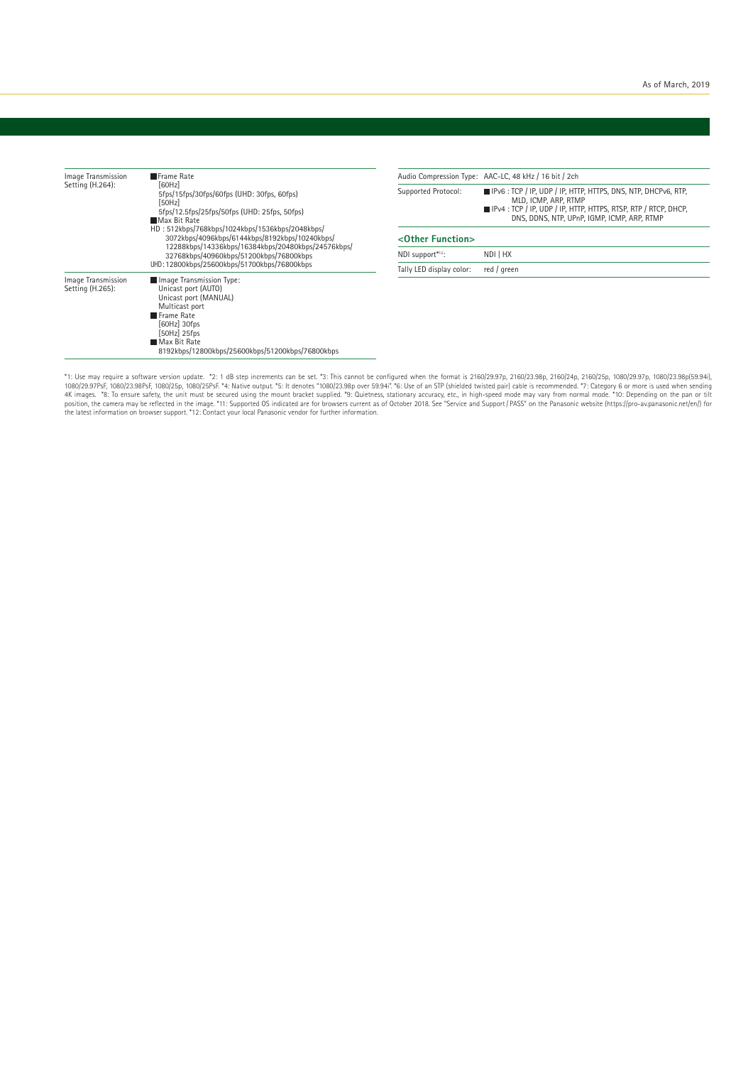As of March, 2019

| | |
|---|---|
| Image Transmission Setting (H.264): | ■ Frame Rate<br>[60Hz]<br>5fps/15fps/30fps/60fps (UHD: 30fps, 60fps)<br>[50Hz]<br>5fps/12.5fps/25fps/50fps (UHD: 25fps, 50fps)<br>■ Max Bit Rate<br>HD : 512kbps/768kbps/1024kbps/1536kbps/2048kbps/ 3072kbps/4096kbps/6144kbps/8192kbps/10240kbps/ 12288kbps/14336kbps/16384kbps/20480kbps/24576kbps/ 32768kbps/40960kbps/51200kbps/76800kbps<br>UHD: 12800kbps/25600kbps/51700kbps/76800kbps |
| Image Transmission Setting (H.265): | ■ Image Transmission Type:<br>Unicast port (AUTO)<br>Unicast port (MANUAL)<br>Multicast port<br>■ Frame Rate<br>[60Hz] 30fps<br>[50Hz] 25fps<br>■ Max Bit Rate<br>8192kbps/12800kbps/25600kbps/51200kbps/76800kbps |

| | |
|---|---|
| Audio Compression Type: | AAC-LC, 48 kHz / 16 bit / 2ch |
| Supported Protocol: | ■ IPv6 : TCP / IP, UDP / IP, HTTP, HTTPS, DNS, NTP, DHCPv6, RTP, MLD, ICMP, ARP, RTMP<br>■ IPv4 : TCP / IP, UDP / IP, HTTP, HTTPS, RTSP, RTP / RTCP, DHCP, DNS, DDNS, NTP, UPnP, IGMP, ICMP, ARP, RTMP |

### <Other Function>

| | |
|---|---|
| NDI support*12: | NDI \| HX |
| Tally LED display color: | red / green |

*1: Use may require a software version update. *2: 1 dB step increments can be set. *3: This cannot be configured when the format is 2160/29.97p, 2160/23.98p, 2160/24p, 2160/25p, 1080/29.97p, 1080/23.98p(59.94i), 1080/29.97PsF, 1080/23.98PsF, 1080/25p, 1080/25PsF. *4: Native output. *5: It denotes "1080/23.98p over 59.94i". *6: Use of an STP (shielded twisted pair) cable is recommended. *7: Category 6 or more is used when sending 4K images. *8: To ensure safety, the unit must be secured using the mount bracket supplied. *9: Quietness, stationary accuracy, etc., in high-speed mode may vary from normal mode. *10: Depending on the pan or tilt position, the camera may be reflected in the image. *11: Supported OS indicated are for browsers current as of October 2018. See "Service and Support / PASS" on the Panasonic website (https://pro-av.panasonic.net/en/) for the latest information on browser support. *12: Contact your local Panasonic vendor for further information.